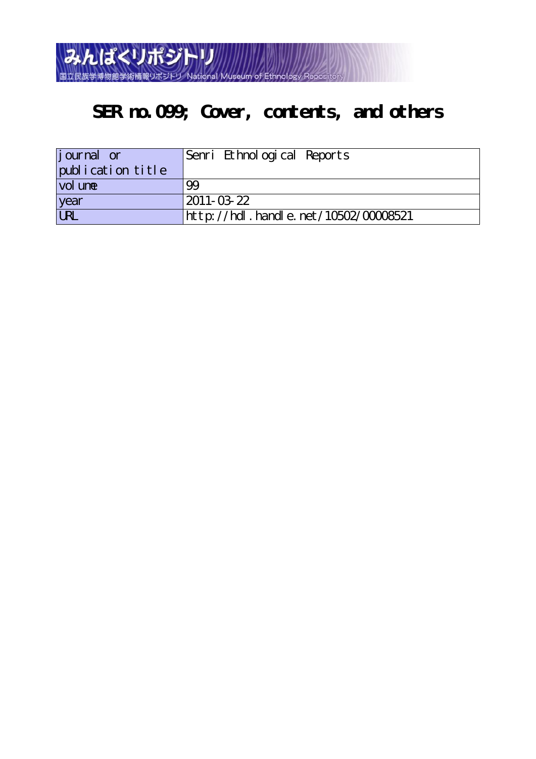みんぱくリポジトリ

国立民族学博物館学術情報リポジトリ National Museum of Ethnology Repository

# SER no.099; Cover, contents, and others

| journal or publication title | Senri Ethnological Reports |
|---|---|
| volume | 99 |
| year | 2011-03-22 |
| URL | http://hdl.handle.net/10502/00008521 |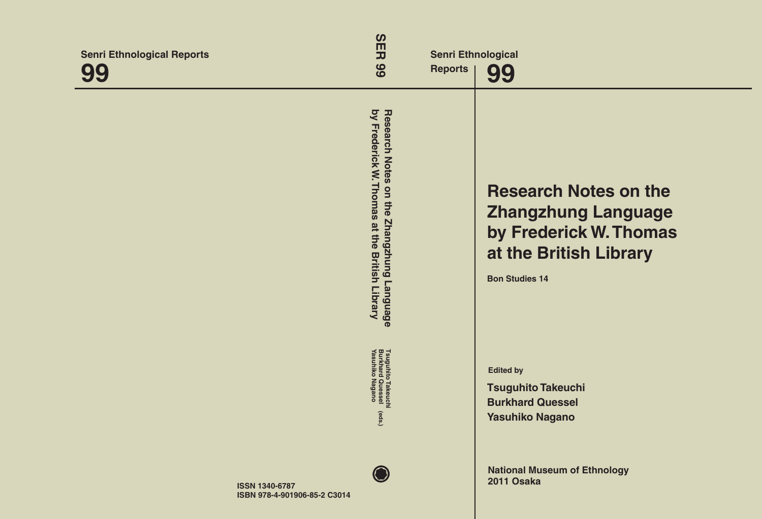Senri Ethnological Reports

**99**

SER 99

Research Notes on the Zhangzhung Language by Frederick W. Thomas at the British Library

Tsuguhito Takeuchi
Burkhard Quessel (eds.)
Yasuhiko Nagano

ISSN 1340-6787
ISBN 978-4-901906-85-2 C3014

Senri Ethnological Reports

**99**

# Research Notes on the Zhangzhung Language by Frederick W. Thomas at the British Library

**Bon Studies 14**

Edited by

**Tsuguhito Takeuchi**
**Burkhard Quessel**
**Yasuhiko Nagano**

National Museum of Ethnology
2011 Osaka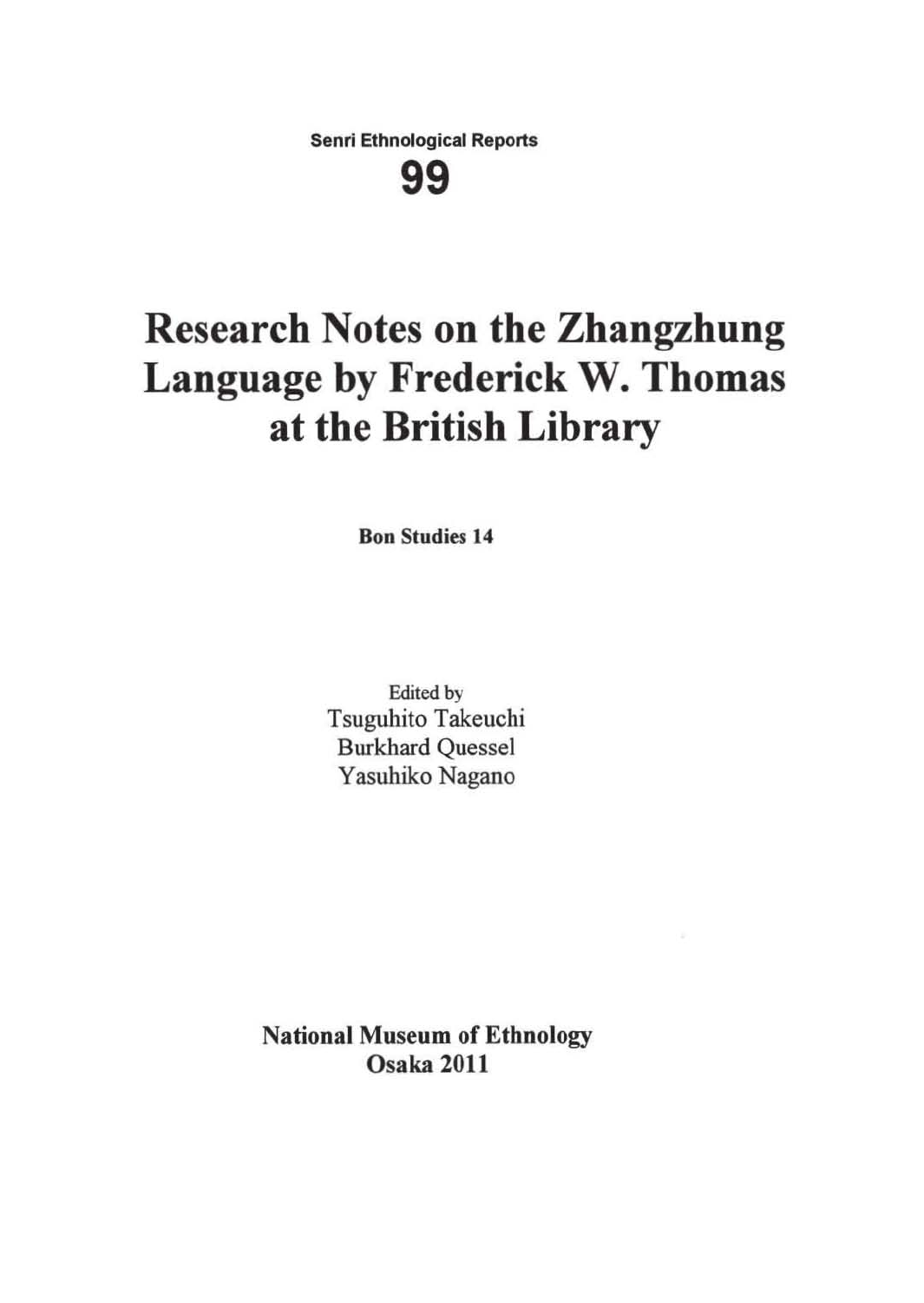Senri Ethnological Reports

99

# Research Notes on the Zhangzhung Language by Frederick W. Thomas at the British Library

**Bon Studies 14**

Edited by
Tsuguhito Takeuchi
Burkhard Quessel
Yasuhiko Nagano

**National Museum of Ethnology**
**Osaka 2011**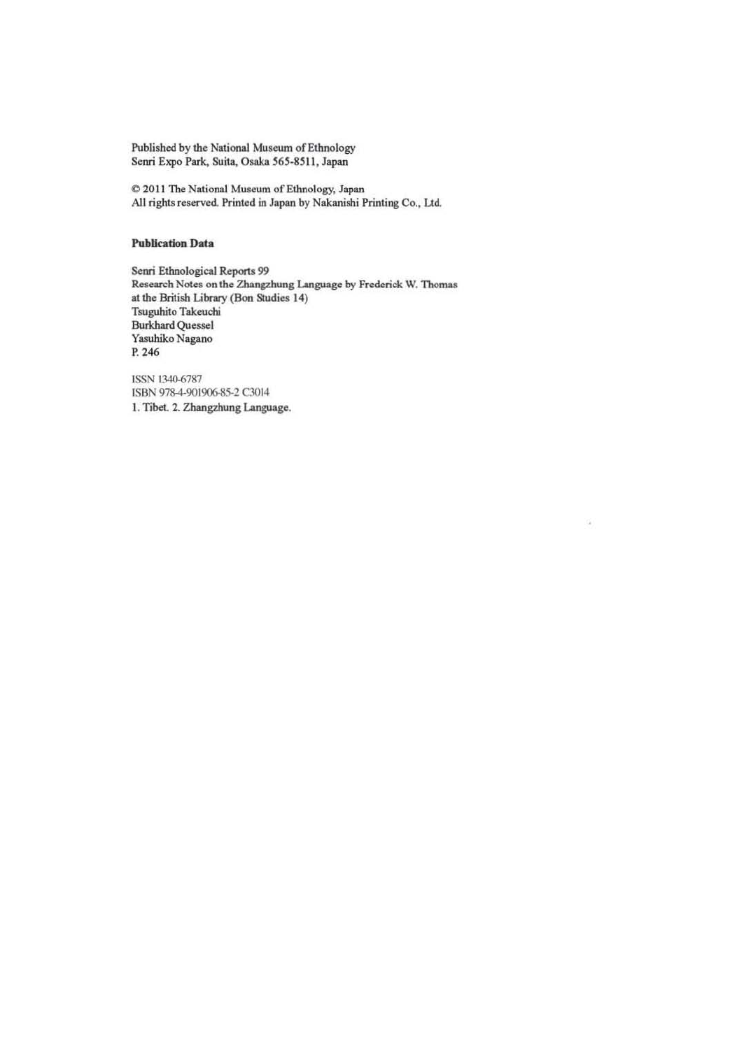Published by the National Museum of Ethnology
Senri Expo Park, Suita, Osaka 565-8511, Japan

© 2011 The National Museum of Ethnology, Japan
All rights reserved. Printed in Japan by Nakanishi Printing Co., Ltd.

**Publication Data**

Senri Ethnological Reports 99
Research Notes on the Zhangzhung Language by Frederick W. Thomas
at the British Library (Bon Studies 14)
Tsuguhito Takeuchi
Burkhard Quessel
Yasuhiko Nagano
P. 246

ISSN 1340-6787
ISBN 978-4-901906-85-2 C3014
1. Tibet. 2. Zhangzhung Language.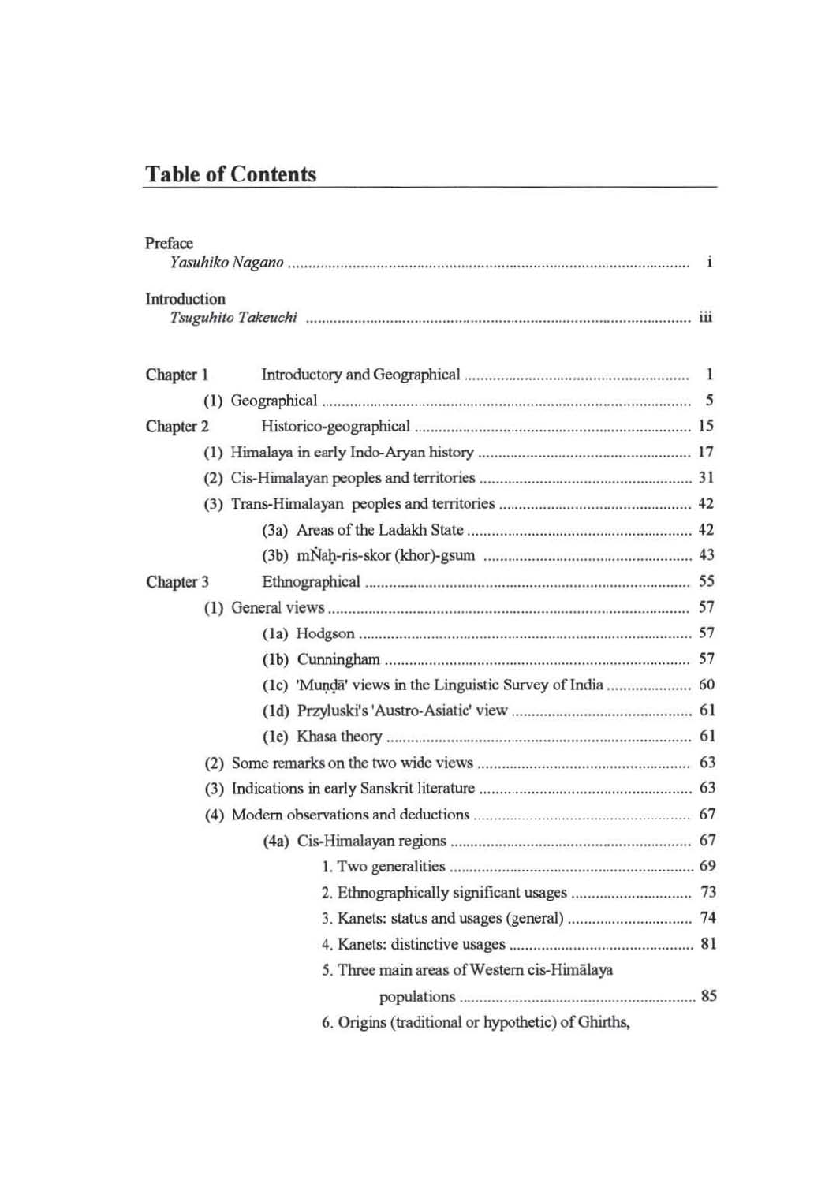# Table of Contents

Preface
*Yasuhiko Nagano* .................................................. i

Introduction
*Tsuguhito Takeuchi* .................................................. iii

Chapter 1 Introductory and Geographical .................................................. 1

(1) Geographical .................................................. 5

Chapter 2 Historico-geographical .................................................. 15

(1) Himalaya in early Indo-Aryan history .................................................. 17

(2) Cis-Himalayan peoples and territories .................................................. 31

(3) Trans-Himalayan peoples and territories .................................................. 42

(3a) Areas of the Ladakh State .................................................. 42

(3b) mṄaḥ-ris-skor (khor)-gsum .................................................. 43

Chapter 3 Ethnographical .................................................. 55

(1) General views .................................................. 57

(1a) Hodgson .................................................. 57

(1b) Cunningham .................................................. 57

(1c) 'Muṇḍā' views in the Linguistic Survey of India .................................................. 60

(1d) Przyluski's 'Austro-Asiatic' view .................................................. 61

(1e) Khasa theory .................................................. 61

(2) Some remarks on the two wide views .................................................. 63

(3) Indications in early Sanskrit literature .................................................. 63

(4) Modern observations and deductions .................................................. 67

(4a) Cis-Himalayan regions .................................................. 67

1. Two generalities .................................................. 69
2. Ethnographically significant usages .................................................. 73
3. Kanets: status and usages (general) .................................................. 74
4. Kanets: distinctive usages .................................................. 81
5. Three main areas of Western cis-Himālaya populations .................................................. 85
6. Origins (traditional or hypothetic) of Ghirths,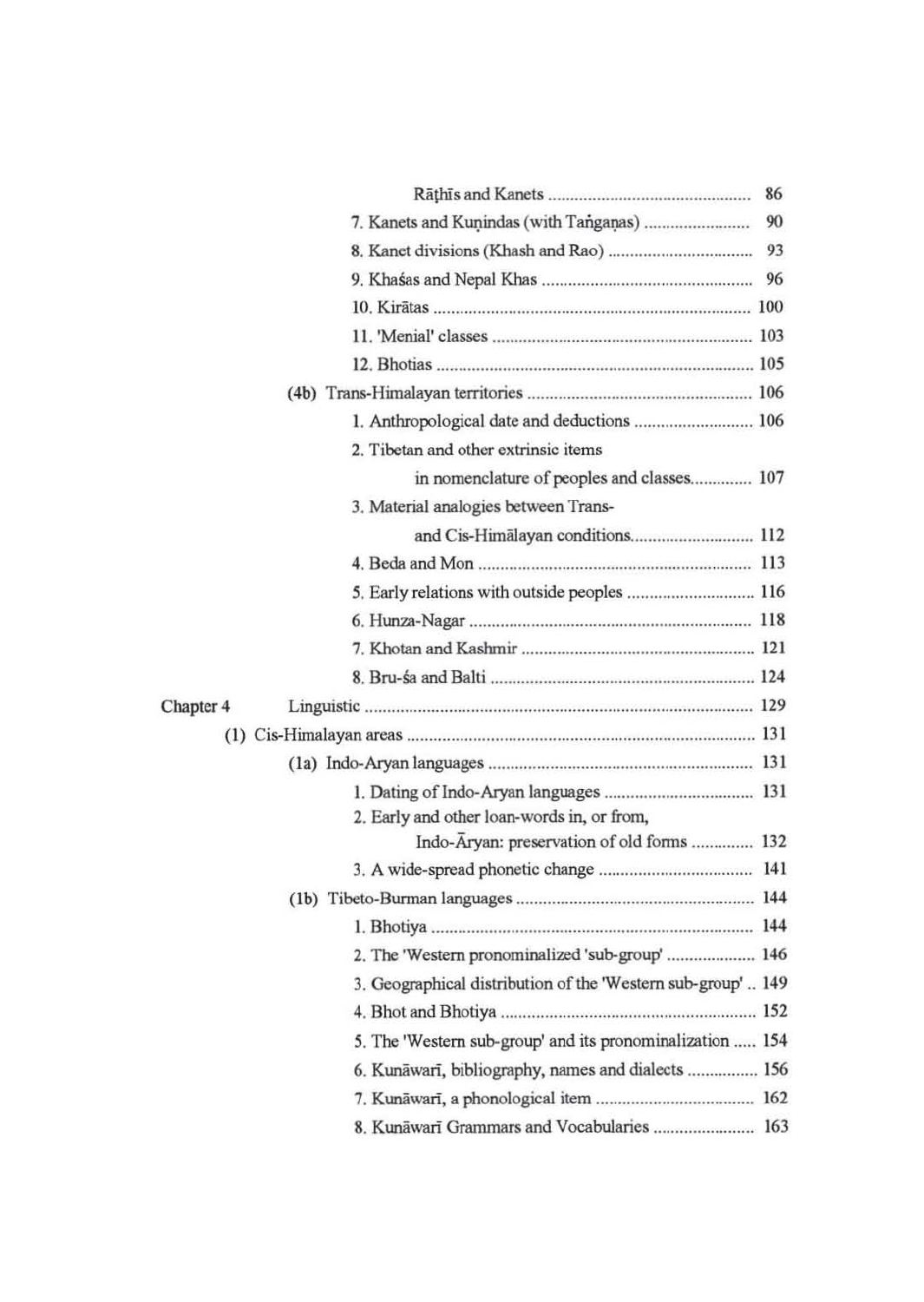Rāṭhīs and Kanets ............................................ 86

7. Kanets and Kuṇindas (with Taṅgaṇas) ........................ 90

8. Kanet divisions (Khash and Rao) ............................ 93

9. Khaśas and Nepal Khas ...................................... 96

10. Kirātas ................................................... 100

11. 'Menial' classes .......................................... 103

12. Bhotias ................................................... 105

(4b) Trans-Himalayan territories ................................ 106

1. Anthropological date and deductions ........................ 106

2. Tibetan and other extrinsic items in nomenclature of peoples and classes............. 107

3. Material analogies between Trans- and Cis-Himālayan conditions........................... 112

4. Beda and Mon ............................................... 113

5. Early relations with outside peoples ....................... 116

6. Hunza-Nagar ................................................ 118

7. Khotan and Kashmir ......................................... 121

8. Bru-śa and Balti ........................................... 124

Chapter 4 Linguistic ............................................ 129

(1) Cis-Himalayan areas ......................................... 131

(1a) Indo-Aryan languages ....................................... 131

1. Dating of Indo-Aryan languages ............................. 131

2. Early and other loan-words in, or from, Indo-Āryan: preservation of old forms ............. 132

3. A wide-spread phonetic change .............................. 141

(1b) Tibeto-Burman languages .................................... 144

1. Bhotiya .................................................... 144

2. The 'Western pronominalized 'sub-group' .................... 146

3. Geographical distribution of the 'Western sub-group' .. 149

4. Bhot and Bhotiya ........................................... 152

5. The 'Western sub-group' and its pronominalization ..... 154

6. Kunāwarī, bibliography, names and dialects ................ 156

7. Kunāwarī, a phonological item .............................. 162

8. Kunāwarī Grammars and Vocabularies ........................ 163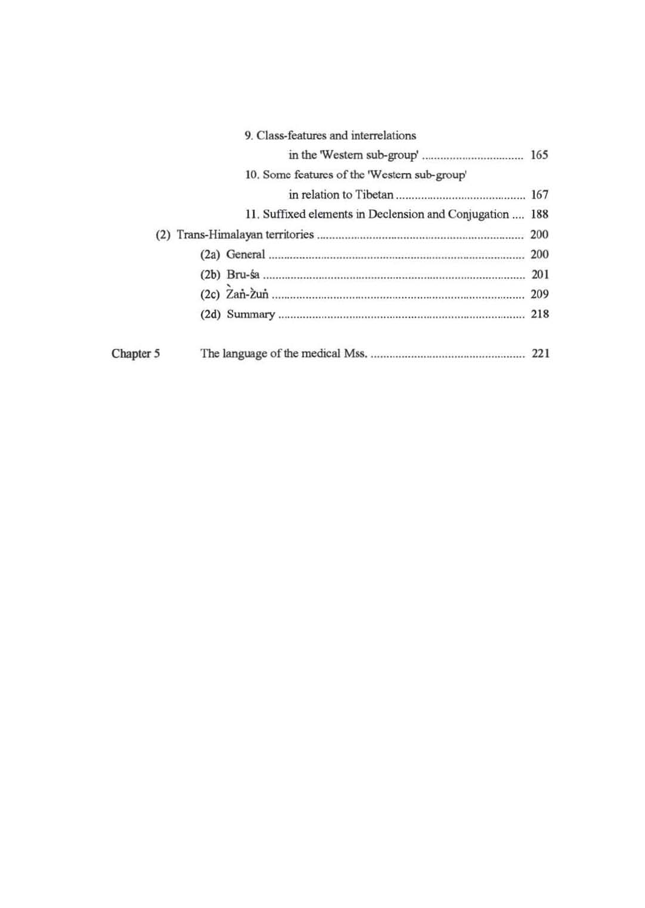9. Class-features and interrelations in the 'Western sub-group' ................................ 165

10. Some features of the 'Western sub-group' in relation to Tibetan .......................................... 167

11. Suffixed elements in Declension and Conjugation .... 188

(2) Trans-Himalayan territories ................................................................... 200

(2a) General .................................................................................. 200

(2b) Bru-śa .................................................................................... 201

(2c) Žaṅ-žuṅ ................................................................................. 209

(2d) Summary ............................................................................... 218

**Chapter 5** The language of the medical Mss. ................................................. 221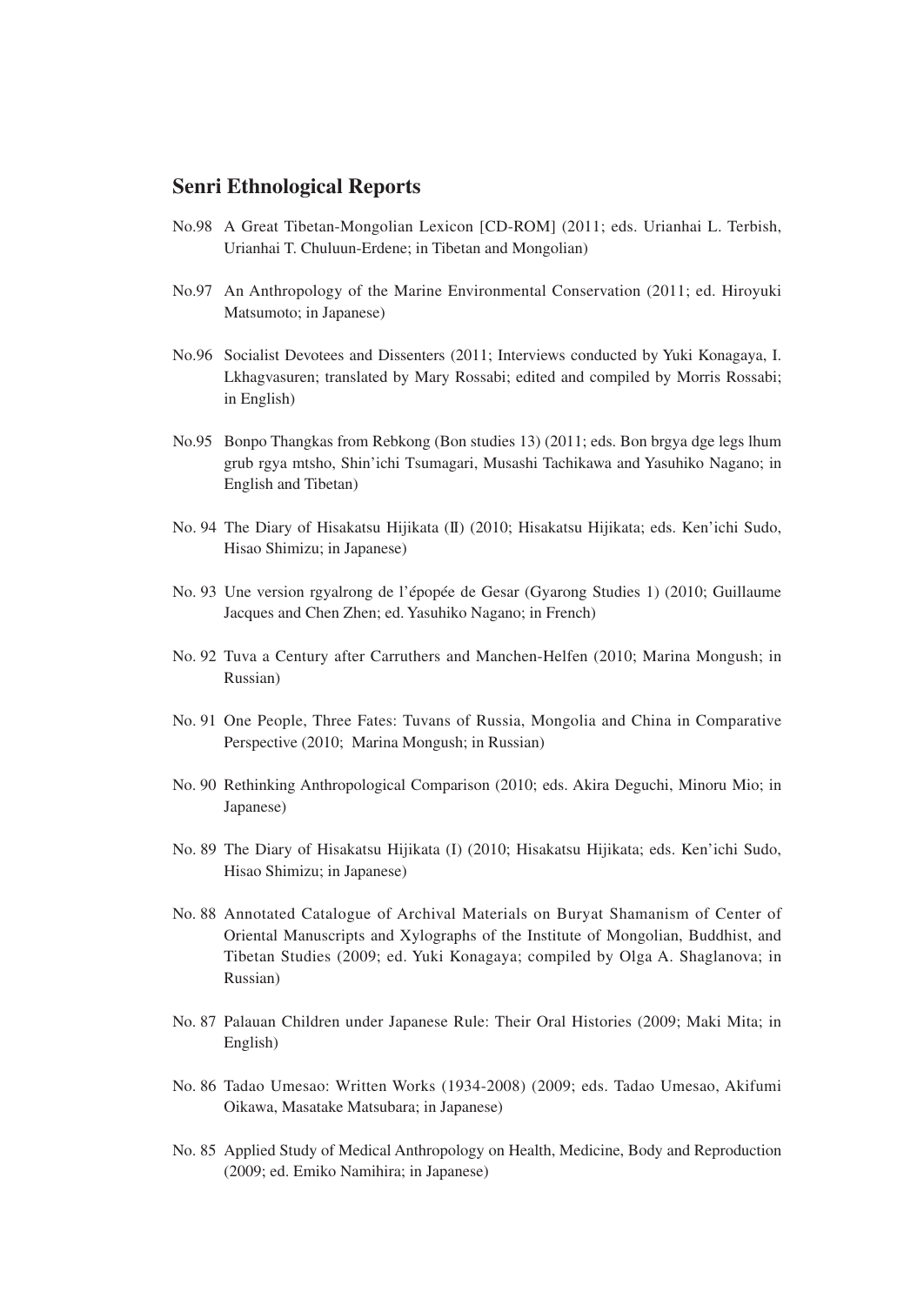## Senri Ethnological Reports

No.98 A Great Tibetan-Mongolian Lexicon [CD-ROM] (2011; eds. Urianhai L. Terbish, Urianhai T. Chuluun-Erdene; in Tibetan and Mongolian)

No.97 An Anthropology of the Marine Environmental Conservation (2011; ed. Hiroyuki Matsumoto; in Japanese)

No.96 Socialist Devotees and Dissenters (2011; Interviews conducted by Yuki Konagaya, I. Lkhagvasuren; translated by Mary Rossabi; edited and compiled by Morris Rossabi; in English)

No.95 Bonpo Thangkas from Rebkong (Bon studies 13) (2011; eds. Bon brgya dge legs lhum grub rgya mtsho, Shin'ichi Tsumagari, Musashi Tachikawa and Yasuhiko Nagano; in English and Tibetan)

No. 94 The Diary of Hisakatsu Hijikata (Ⅱ) (2010; Hisakatsu Hijikata; eds. Ken'ichi Sudo, Hisao Shimizu; in Japanese)

No. 93 Une version rgyalrong de l'épopée de Gesar (Gyarong Studies 1) (2010; Guillaume Jacques and Chen Zhen; ed. Yasuhiko Nagano; in French)

No. 92 Tuva a Century after Carruthers and Manchen-Helfen (2010; Marina Mongush; in Russian)

No. 91 One People, Three Fates: Tuvans of Russia, Mongolia and China in Comparative Perspective (2010; Marina Mongush; in Russian)

No. 90 Rethinking Anthropological Comparison (2010; eds. Akira Deguchi, Minoru Mio; in Japanese)

No. 89 The Diary of Hisakatsu Hijikata (I) (2010; Hisakatsu Hijikata; eds. Ken'ichi Sudo, Hisao Shimizu; in Japanese)

No. 88 Annotated Catalogue of Archival Materials on Buryat Shamanism of Center of Oriental Manuscripts and Xylographs of the Institute of Mongolian, Buddhist, and Tibetan Studies (2009; ed. Yuki Konagaya; compiled by Olga A. Shaglanova; in Russian)

No. 87 Palauan Children under Japanese Rule: Their Oral Histories (2009; Maki Mita; in English)

No. 86 Tadao Umesao: Written Works (1934-2008) (2009; eds. Tadao Umesao, Akifumi Oikawa, Masatake Matsubara; in Japanese)

No. 85 Applied Study of Medical Anthropology on Health, Medicine, Body and Reproduction (2009; ed. Emiko Namihira; in Japanese)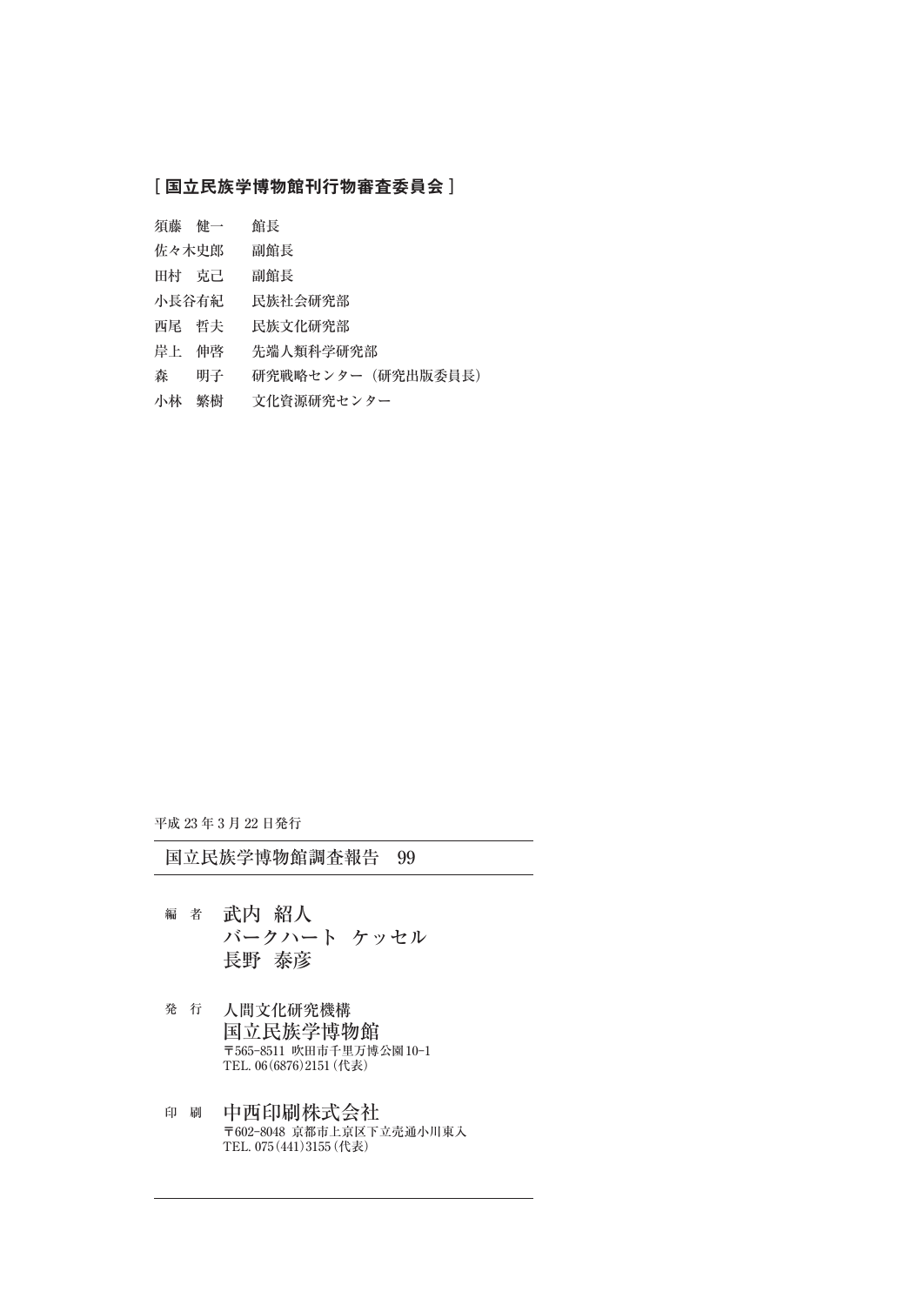**[ 国立民族学博物館刊行物審査委員会 ]**

| | |
|---|---|
| 須藤　健一 | 館長 |
| 佐々木史郎 | 副館長 |
| 田村　克己 | 副館長 |
| 小長谷有紀 | 民族社会研究部 |
| 西尾　哲夫 | 民族文化研究部 |
| 岸上　伸啓 | 先端人類科学研究部 |
| 森　　明子 | 研究戦略センター（研究出版委員長） |
| 小林　繁樹 | 文化資源研究センター |

平成 23 年 3 月 22 日発行

国立民族学博物館調査報告　99

編　者　武内　紹人
　　　　バークハート　ケッセル
　　　　長野　泰彦

発　行　人間文化研究機構
　　　　国立民族学博物館
　　　　〒565-8511 吹田市千里万博公園10-1
　　　　TEL. 06(6876)2151(代表)

印　刷　中西印刷株式会社
　　　　〒602-8048 京都市上京区下立売通小川東入
　　　　TEL. 075(441)3155(代表)